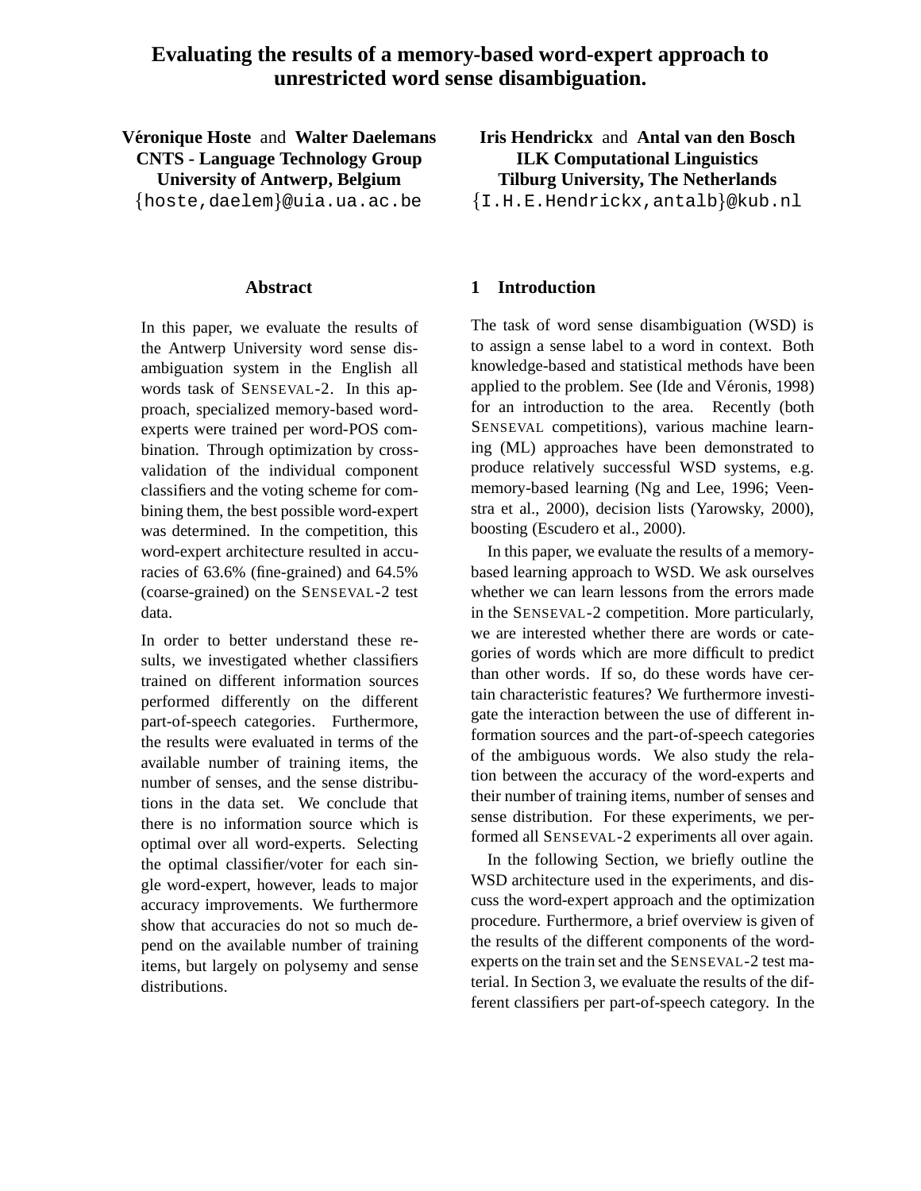# Evaluating the results of a memory-based word-expert approach to unrestricted word sense disambiguation.

**Véronique Hoste** and **Walter Daelemans**
**CNTS - Language Technology Group**
**University of Antwerp, Belgium**
{hoste,daelem}@uia.ua.ac.be

**Iris Hendrickx** and **Antal van den Bosch**
**ILK Computational Linguistics**
**Tilburg University, The Netherlands**
{I.H.E.Hendrickx,antalb}@kub.nl

## Abstract

In this paper, we evaluate the results of the Antwerp University word sense disambiguation system in the English all words task of SENSEVAL-2. In this approach, specialized memory-based word-experts were trained per word-POS combination. Through optimization by cross-validation of the individual component classifiers and the voting scheme for combining them, the best possible word-expert was determined. In the competition, this word-expert architecture resulted in accuracies of 63.6% (fine-grained) and 64.5% (coarse-grained) on the SENSEVAL-2 test data.

In order to better understand these results, we investigated whether classifiers trained on different information sources performed differently on the different part-of-speech categories. Furthermore, the results were evaluated in terms of the available number of training items, the number of senses, and the sense distributions in the data set. We conclude that there is no information source which is optimal over all word-experts. Selecting the optimal classifier/voter for each single word-expert, however, leads to major accuracy improvements. We furthermore show that accuracies do not so much depend on the available number of training items, but largely on polysemy and sense distributions.

## 1 Introduction

The task of word sense disambiguation (WSD) is to assign a sense label to a word in context. Both knowledge-based and statistical methods have been applied to the problem. See (Ide and Véronis, 1998) for an introduction to the area. Recently (both SENSEVAL competitions), various machine learning (ML) approaches have been demonstrated to produce relatively successful WSD systems, e.g. memory-based learning (Ng and Lee, 1996; Veenstra et al., 2000), decision lists (Yarowsky, 2000), boosting (Escudero et al., 2000).

In this paper, we evaluate the results of a memory-based learning approach to WSD. We ask ourselves whether we can learn lessons from the errors made in the SENSEVAL-2 competition. More particularly, we are interested whether there are words or categories of words which are more difficult to predict than other words. If so, do these words have certain characteristic features? We furthermore investigate the interaction between the use of different information sources and the part-of-speech categories of the ambiguous words. We also study the relation between the accuracy of the word-experts and their number of training items, number of senses and sense distribution. For these experiments, we performed all SENSEVAL-2 experiments all over again.

In the following Section, we briefly outline the WSD architecture used in the experiments, and discuss the word-expert approach and the optimization procedure. Furthermore, a brief overview is given of the results of the different components of the word-experts on the train set and the SENSEVAL-2 test material. In Section 3, we evaluate the results of the different classifiers per part-of-speech category. In the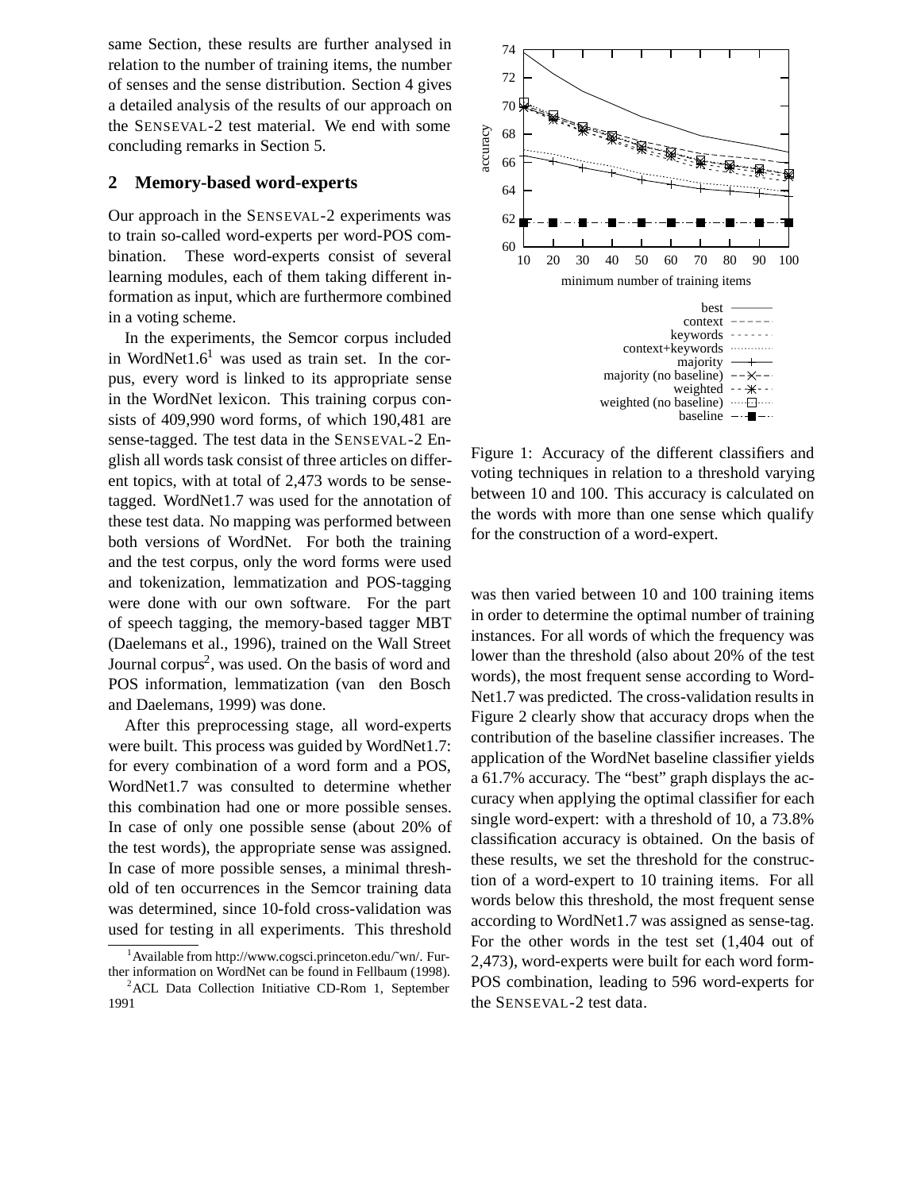same Section, these results are further analysed in relation to the number of training items, the number of senses and the sense distribution. Section 4 gives a detailed analysis of the results of our approach on the SENSEVAL-2 test material. We end with some concluding remarks in Section 5.

## 2 Memory-based word-experts

Our approach in the SENSEVAL-2 experiments was to train so-called word-experts per word-POS combination. These word-experts consist of several learning modules, each of them taking different information as input, which are furthermore combined in a voting scheme.

In the experiments, the Semcor corpus included in WordNet1.6[1] was used as train set. In the corpus, every word is linked to its appropriate sense in the WordNet lexicon. This training corpus consists of 409,990 word forms, of which 190,481 are sense-tagged. The test data in the SENSEVAL-2 English all words task consist of three articles on different topics, with at total of 2,473 words to be sense-tagged. WordNet1.7 was used for the annotation of these test data. No mapping was performed between both versions of WordNet. For both the training and the test corpus, only the word forms were used and tokenization, lemmatization and POS-tagging were done with our own software. For the part of speech tagging, the memory-based tagger MBT (Daelemans et al., 1996), trained on the Wall Street Journal corpus[2], was used. On the basis of word and POS information, lemmatization (van den Bosch and Daelemans, 1999) was done.

After this preprocessing stage, all word-experts were built. This process was guided by WordNet1.7: for every combination of a word form and a POS, WordNet1.7 was consulted to determine whether this combination had one or more possible senses. In case of only one possible sense (about 20% of the test words), the appropriate sense was assigned. In case of more possible senses, a minimal threshold of ten occurrences in the Semcor training data was determined, since 10-fold cross-validation was used for testing in all experiments. This threshold

74
72
70
68
66
64
62
60
accuracy
10 20 30 40 50 60 70 80 90 100
minimum number of training items
best
context
keywords
context+keywords
majority
majority (no baseline)
weighted
weighted (no baseline)
baseline

Figure 1: Accuracy of the different classifiers and voting techniques in relation to a threshold varying between 10 and 100. This accuracy is calculated on the words with more than one sense which qualify for the construction of a word-expert.

was then varied between 10 and 100 training items in order to determine the optimal number of training instances. For all words of which the frequency was lower than the threshold (also about 20% of the test words), the most frequent sense according to WordNet1.7 was predicted. The cross-validation results in Figure 2 clearly show that accuracy drops when the contribution of the baseline classifier increases. The application of the WordNet baseline classifier yields a 61.7% accuracy. The "best" graph displays the accuracy when applying the optimal classifier for each single word-expert: with a threshold of 10, a 73.8% classification accuracy is obtained. On the basis of these results, we set the threshold for the construction of a word-expert to 10 training items. For all words below this threshold, the most frequent sense according to WordNet1.7 was assigned as sense-tag. For the other words in the test set (1,404 out of 2,473), word-experts were built for each word form-POS combination, leading to 596 word-experts for the SENSEVAL-2 test data.

[1] Available from http://www.cogsci.princeton.edu/~wn/. Further information on WordNet can be found in Fellbaum (1998).

[2] ACL Data Collection Initiative CD-Rom 1, September 1991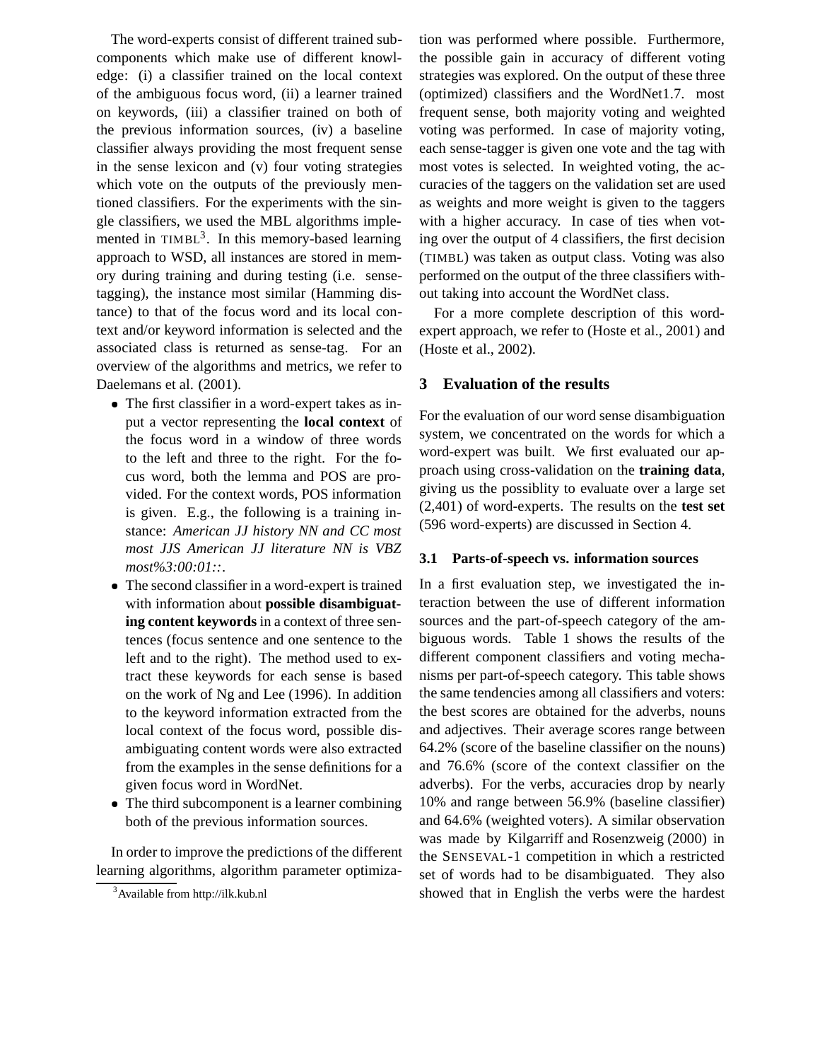The word-experts consist of different trained subcomponents which make use of different knowledge: (i) a classifier trained on the local context of the ambiguous focus word, (ii) a learner trained on keywords, (iii) a classifier trained on both of the previous information sources, (iv) a baseline classifier always providing the most frequent sense in the sense lexicon and (v) four voting strategies which vote on the outputs of the previously mentioned classifiers. For the experiments with the single classifiers, we used the MBL algorithms implemented in TIMBL[3]. In this memory-based learning approach to WSD, all instances are stored in memory during training and during testing (i.e. sense-tagging), the instance most similar (Hamming distance) to that of the focus word and its local context and/or keyword information is selected and the associated class is returned as sense-tag. For an overview of the algorithms and metrics, we refer to Daelemans et al. (2001).

- The first classifier in a word-expert takes as input a vector representing the **local context** of the focus word in a window of three words to the left and three to the right. For the focus word, both the lemma and POS are provided. For the context words, POS information is given. E.g., the following is a training instance: *American JJ history NN and CC most most JJS American JJ literature NN is VBZ most%3:00:01::*.
- The second classifier in a word-expert is trained with information about **possible disambiguating content keywords** in a context of three sentences (focus sentence and one sentence to the left and to the right). The method used to extract these keywords for each sense is based on the work of Ng and Lee (1996). In addition to the keyword information extracted from the local context of the focus word, possible disambiguating content words were also extracted from the examples in the sense definitions for a given focus word in WordNet.
- The third subcomponent is a learner combining both of the previous information sources.

In order to improve the predictions of the different learning algorithms, algorithm parameter optimization was performed where possible. Furthermore, the possible gain in accuracy of different voting strategies was explored. On the output of these three (optimized) classifiers and the WordNet1.7. most frequent sense, both majority voting and weighted voting was performed. In case of majority voting, each sense-tagger is given one vote and the tag with most votes is selected. In weighted voting, the accuracies of the taggers on the validation set are used as weights and more weight is given to the taggers with a higher accuracy. In case of ties when voting over the output of 4 classifiers, the first decision (TIMBL) was taken as output class. Voting was also performed on the output of the three classifiers without taking into account the WordNet class.

For a more complete description of this word-expert approach, we refer to (Hoste et al., 2001) and (Hoste et al., 2002).

[3] Available from http://ilk.kub.nl

## 3 Evaluation of the results

For the evaluation of our word sense disambiguation system, we concentrated on the words for which a word-expert was built. We first evaluated our approach using cross-validation on the **training data**, giving us the possiblity to evaluate over a large set (2,401) of word-experts. The results on the **test set** (596 word-experts) are discussed in Section 4.

### 3.1 Parts-of-speech vs. information sources

In a first evaluation step, we investigated the interaction between the use of different information sources and the part-of-speech category of the ambiguous words. Table 1 shows the results of the different component classifiers and voting mechanisms per part-of-speech category. This table shows the same tendencies among all classifiers and voters: the best scores are obtained for the adverbs, nouns and adjectives. Their average scores range between 64.2% (score of the baseline classifier on the nouns) and 76.6% (score of the context classifier on the adverbs). For the verbs, accuracies drop by nearly 10% and range between 56.9% (baseline classifier) and 64.6% (weighted voters). A similar observation was made by Kilgarriff and Rosenzweig (2000) in the SENSEVAL-1 competition in which a restricted set of words had to be disambiguated. They also showed that in English the verbs were the hardest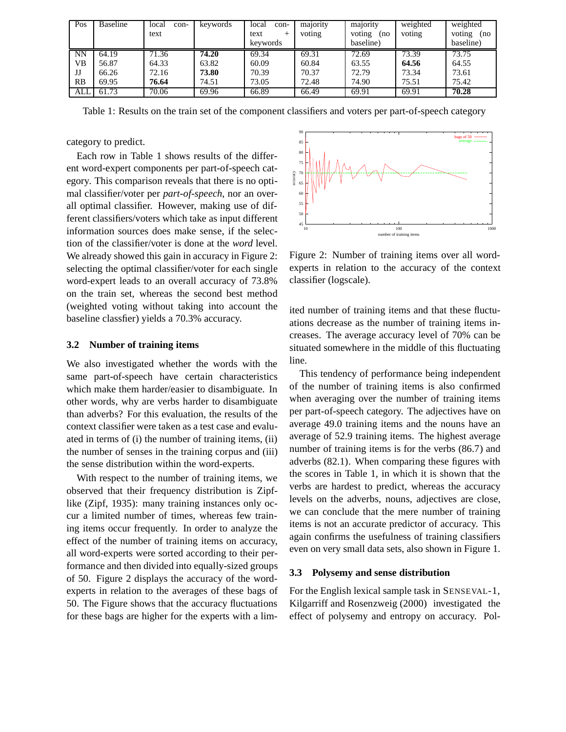| Pos | Baseline | local context | keywords | local context + keywords | majority voting | majority voting (no baseline) | weighted voting | weighted voting (no baseline) |
|---|---|---|---|---|---|---|---|---|
| NN | 64.19 | 71.36 | **74.20** | 69.34 | 69.31 | 72.69 | 73.39 | 73.75 |
| VB | 56.87 | 64.33 | 63.82 | 60.09 | 60.84 | 63.55 | **64.56** | 64.55 |
| JJ | 66.26 | 72.16 | **73.80** | 70.39 | 70.37 | 72.79 | 73.34 | 73.61 |
| RB | 69.95 | **76.64** | 74.51 | 73.05 | 72.48 | 74.90 | 75.51 | 75.42 |
| ALL | 61.73 | 70.06 | 69.96 | 66.89 | 66.49 | 69.91 | 69.91 | **70.28** |

Table 1: Results on the train set of the component classifiers and voters per part-of-speech category

category to predict.

Each row in Table 1 shows results of the different word-expert components per part-of-speech category. This comparison reveals that there is no optimal classifier/voter per *part-of-speech*, nor an overall optimal classifier. However, making use of different classifiers/voters which take as input different information sources does make sense, if the selection of the classifier/voter is done at the *word* level. We already showed this gain in accuracy in Figure 2: selecting the optimal classifier/voter for each single word-expert leads to an overall accuracy of 73.8% on the train set, whereas the second best method (weighted voting without taking into account the baseline classfier) yields a 70.3% accuracy.

### 3.2 Number of training items

We also investigated whether the words with the same part-of-speech have certain characteristics which make them harder/easier to disambiguate. In other words, why are verbs harder to disambiguate than adverbs? For this evaluation, the results of the context classifier were taken as a test case and evaluated in terms of (i) the number of training items, (ii) the number of senses in the training corpus and (iii) the sense distribution within the word-experts.

With respect to the number of training items, we observed that their frequency distribution is Zipf-like (Zipf, 1935): many training instances only occur a limited number of times, whereas few training items occur frequently. In order to analyze the effect of the number of training items on accuracy, all word-experts were sorted according to their performance and then divided into equally-sized groups of 50. Figure 2 displays the accuracy of the word-experts in relation to the averages of these bags of 50. The Figure shows that the accuracy fluctuations for these bags are higher for the experts with a limited number of training items and that these fluctuations decrease as the number of training items increases. The average accuracy level of 70% can be situated somewhere in the middle of this fluctuating line.

bags of 50
average
accuracy
number of training items
90
85
80
75
70
65
60
55
50
45
10
100
1000

Figure 2: Number of training items over all word-experts in relation to the accuracy of the context classifier (logscale).

This tendency of performance being independent of the number of training items is also confirmed when averaging over the number of training items per part-of-speech category. The adjectives have on average 49.0 training items and the nouns have an average of 52.9 training items. The highest average number of training items is for the verbs (86.7) and adverbs (82.1). When comparing these figures with the scores in Table 1, in which it is shown that the verbs are hardest to predict, whereas the accuracy levels on the adverbs, nouns, adjectives are close, we can conclude that the mere number of training items is not an accurate predictor of accuracy. This again confirms the usefulness of training classifiers even on very small data sets, also shown in Figure 1.

### 3.3 Polysemy and sense distribution

For the English lexical sample task in SENSEVAL-1, Kilgarriff and Rosenzweig (2000) investigated the effect of polysemy and entropy on accuracy. Pol-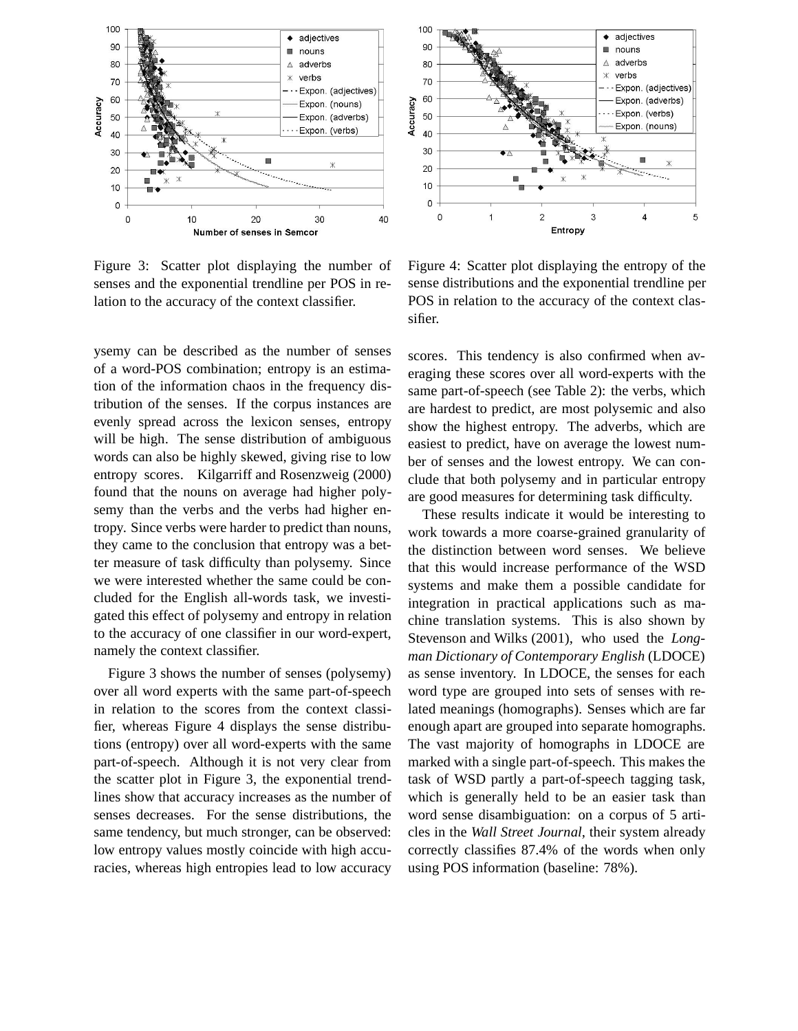100
90
80
70
60
50
40
30
20
10
0

0 10 20 30 40

Accuracy

Number of senses in Semcor

adjectives
nouns
adverbs
verbs
Expon. (adjectives)
Expon. (nouns)
Expon. (adverbs)
Expon. (verbs)

Figure 3: Scatter plot displaying the number of senses and the exponential trendline per POS in relation to the accuracy of the context classifier.

100
90
80
70
60
50
40
30
20
10
0

0 1 2 3 4 5

Accuracy

Entropy

adjectives
nouns
adverbs
verbs
Expon. (adjectives)
Expon. (adverbs)
Expon. (verbs)
Expon. (nouns)

Figure 4: Scatter plot displaying the entropy of the sense distributions and the exponential trendline per POS in relation to the accuracy of the context classifier.

ysemy can be described as the number of senses of a word-POS combination; entropy is an estimation of the information chaos in the frequency distribution of the senses. If the corpus instances are evenly spread across the lexicon senses, entropy will be high. The sense distribution of ambiguous words can also be highly skewed, giving rise to low entropy scores. Kilgarriff and Rosenzweig (2000) found that the nouns on average had higher polysemy than the verbs and the verbs had higher entropy. Since verbs were harder to predict than nouns, they came to the conclusion that entropy was a better measure of task difficulty than polysemy. Since we were interested whether the same could be concluded for the English all-words task, we investigated this effect of polysemy and entropy in relation to the accuracy of one classifier in our word-expert, namely the context classifier.

Figure 3 shows the number of senses (polysemy) over all word experts with the same part-of-speech in relation to the scores from the context classifier, whereas Figure 4 displays the sense distributions (entropy) over all word-experts with the same part-of-speech. Although it is not very clear from the scatter plot in Figure 3, the exponential trendlines show that accuracy increases as the number of senses decreases. For the sense distributions, the same tendency, but much stronger, can be observed: low entropy values mostly coincide with high accuracies, whereas high entropies lead to low accuracy scores. This tendency is also confirmed when averaging these scores over all word-experts with the same part-of-speech (see Table 2): the verbs, which are hardest to predict, are most polysemic and also show the highest entropy. The adverbs, which are easiest to predict, have on average the lowest number of senses and the lowest entropy. We can conclude that both polysemy and in particular entropy are good measures for determining task difficulty.

These results indicate it would be interesting to work towards a more coarse-grained granularity of the distinction between word senses. We believe that this would increase performance of the WSD systems and make them a possible candidate for integration in practical applications such as machine translation systems. This is also shown by Stevenson and Wilks (2001), who used the *Longman Dictionary of Contemporary English* (LDOCE) as sense inventory. In LDOCE, the senses for each word type are grouped into sets of senses with related meanings (homographs). Senses which are far enough apart are grouped into separate homographs. The vast majority of homographs in LDOCE are marked with a single part-of-speech. This makes the task of WSD partly a part-of-speech tagging task, which is generally held to be an easier task than word sense disambiguation: on a corpus of 5 articles in the *Wall Street Journal*, their system already correctly classifies 87.4% of the words when only using POS information (baseline: 78%).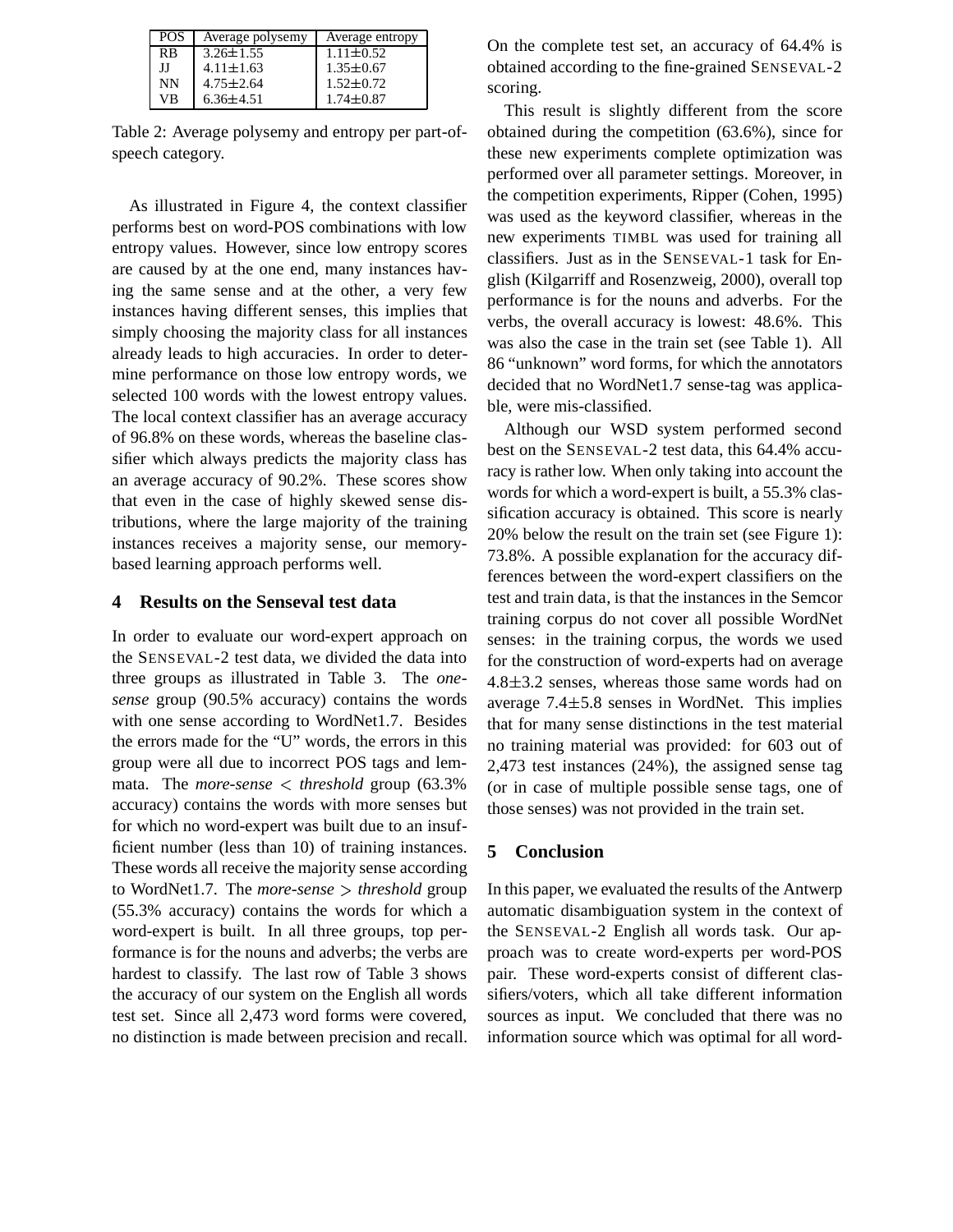| POS | Average polysemy | Average entropy |
|---|---|---|
| RB | 3.26±1.55 | 1.11±0.52 |
| JJ | 4.11±1.63 | 1.35±0.67 |
| NN | 4.75±2.64 | 1.52±0.72 |
| VB | 6.36±4.51 | 1.74±0.87 |

Table 2: Average polysemy and entropy per part-of-speech category.

As illustrated in Figure 4, the context classifier performs best on word-POS combinations with low entropy values. However, since low entropy scores are caused by at the one end, many instances having the same sense and at the other, a very few instances having different senses, this implies that simply choosing the majority class for all instances already leads to high accuracies. In order to determine performance on those low entropy words, we selected 100 words with the lowest entropy values. The local context classifier has an average accuracy of 96.8% on these words, whereas the baseline classifier which always predicts the majority class has an average accuracy of 90.2%. These scores show that even in the case of highly skewed sense distributions, where the large majority of the training instances receives a majority sense, our memory-based learning approach performs well.

## 4 Results on the Senseval test data

In order to evaluate our word-expert approach on the SENSEVAL-2 test data, we divided the data into three groups as illustrated in Table 3. The *one-sense* group (90.5% accuracy) contains the words with one sense according to WordNet1.7. Besides the errors made for the "U" words, the errors in this group were all due to incorrect POS tags and lemmata. The *more-sense* $<$ *threshold* group (63.3% accuracy) contains the words with more senses but for which no word-expert was built due to an insufficient number (less than 10) of training instances. These words all receive the majority sense according to WordNet1.7. The *more-sense* $>$ *threshold* group (55.3% accuracy) contains the words for which a word-expert is built. In all three groups, top performance is for the nouns and adverbs; the verbs are hardest to classify. The last row of Table 3 shows the accuracy of our system on the English all words test set. Since all 2,473 word forms were covered, no distinction is made between precision and recall. On the complete test set, an accuracy of 64.4% is obtained according to the fine-grained SENSEVAL-2 scoring.

This result is slightly different from the score obtained during the competition (63.6%), since for these new experiments complete optimization was performed over all parameter settings. Moreover, in the competition experiments, Ripper (Cohen, 1995) was used as the keyword classifier, whereas in the new experiments TIMBL was used for training all classifiers. Just as in the SENSEVAL-1 task for English (Kilgarriff and Rosenzweig, 2000), overall top performance is for the nouns and adverbs. For the verbs, the overall accuracy is lowest: 48.6%. This was also the case in the train set (see Table 1). All 86 "unknown" word forms, for which the annotators decided that no WordNet1.7 sense-tag was applicable, were mis-classified.

Although our WSD system performed second best on the SENSEVAL-2 test data, this 64.4% accuracy is rather low. When only taking into account the words for which a word-expert is built, a 55.3% classification accuracy is obtained. This score is nearly 20% below the result on the train set (see Figure 1): 73.8%. A possible explanation for the accuracy differences between the word-expert classifiers on the test and train data, is that the instances in the Semcor training corpus do not cover all possible WordNet senses: in the training corpus, the words we used for the construction of word-experts had on average 4.8±3.2 senses, whereas those same words had on average 7.4±5.8 senses in WordNet. This implies that for many sense distinctions in the test material no training material was provided: for 603 out of 2,473 test instances (24%), the assigned sense tag (or in case of multiple possible sense tags, one of those senses) was not provided in the train set.

## 5 Conclusion

In this paper, we evaluated the results of the Antwerp automatic disambiguation system in the context of the SENSEVAL-2 English all words task. Our approach was to create word-experts per word-POS pair. These word-experts consist of different classifiers/voters, which all take different information sources as input. We concluded that there was no information source which was optimal for all word-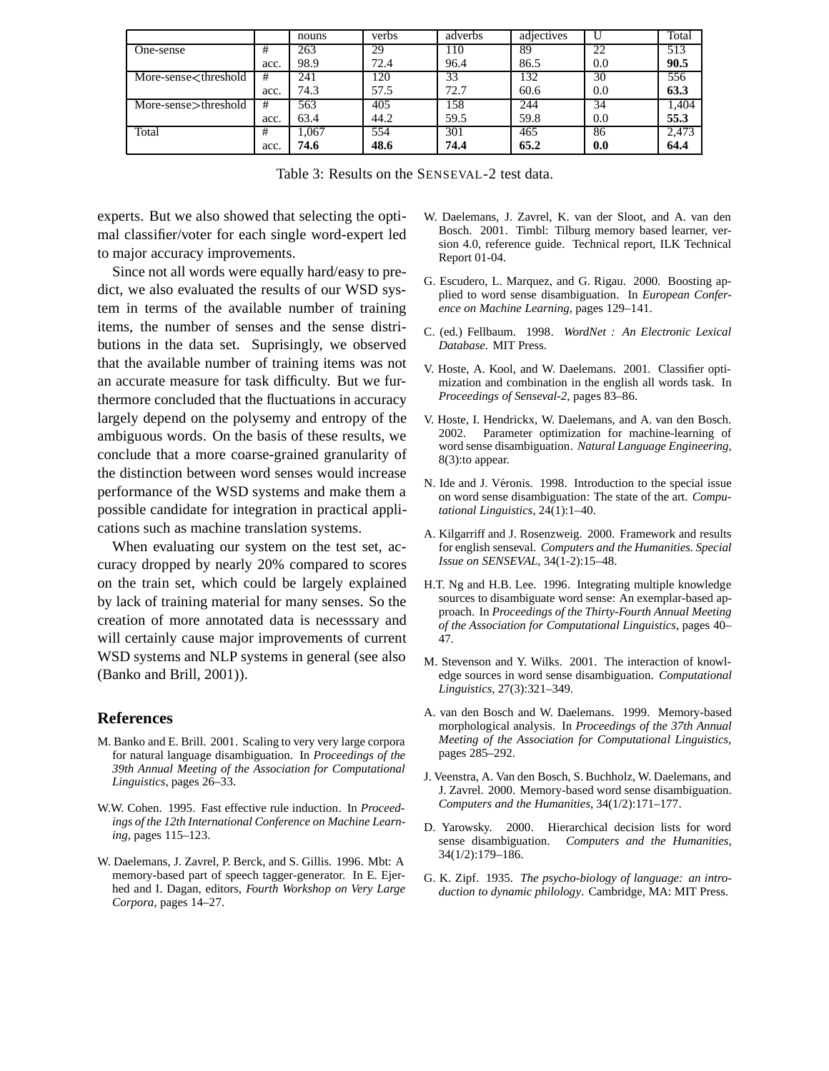| | | nouns | verbs | adverbs | adjectives | U | Total |
|---|---|---|---|---|---|---|---|
| One-sense | # | 263 | 29 | 110 | 89 | 22 | 513 |
| | acc. | 98.9 | 72.4 | 96.4 | 86.5 | 0.0 | **90.5** |
| More-sense<threshold | # | 241 | 120 | 33 | 132 | 30 | 556 |
| | acc. | 74.3 | 57.5 | 72.7 | 60.6 | 0.0 | **63.3** |
| More-sense>threshold | # | 563 | 405 | 158 | 244 | 34 | 1,404 |
| | acc. | 63.4 | 44.2 | 59.5 | 59.8 | 0.0 | **55.3** |
| Total | # | 1,067 | 554 | 301 | 465 | 86 | 2,473 |
| | acc. | **74.6** | **48.6** | **74.4** | **65.2** | **0.0** | **64.4** |

Table 3: Results on the SENSEVAL-2 test data.

experts. But we also showed that selecting the optimal classifier/voter for each single word-expert led to major accuracy improvements.

Since not all words were equally hard/easy to predict, we also evaluated the results of our WSD system in terms of the available number of training items, the number of senses and the sense distributions in the data set. Suprisingly, we observed that the available number of training items was not an accurate measure for task difficulty. But we furthermore concluded that the fluctuations in accuracy largely depend on the polysemy and entropy of the ambiguous words. On the basis of these results, we conclude that a more coarse-grained granularity of the distinction between word senses would increase performance of the WSD systems and make them a possible candidate for integration in practical applications such as machine translation systems.

When evaluating our system on the test set, accuracy dropped by nearly 20% compared to scores on the train set, which could be largely explained by lack of training material for many senses. So the creation of more annotated data is necesssary and will certainly cause major improvements of current WSD systems and NLP systems in general (see also (Banko and Brill, 2001)).

## References

M. Banko and E. Brill. 2001. Scaling to very very large corpora for natural language disambiguation. In *Proceedings of the 39th Annual Meeting of the Association for Computational Linguistics*, pages 26–33.

W.W. Cohen. 1995. Fast effective rule induction. In *Proceedings of the 12th International Conference on Machine Learning*, pages 115–123.

W. Daelemans, J. Zavrel, P. Berck, and S. Gillis. 1996. Mbt: A memory-based part of speech tagger-generator. In E. Ejerhed and I. Dagan, editors, *Fourth Workshop on Very Large Corpora*, pages 14–27.

W. Daelemans, J. Zavrel, K. van der Sloot, and A. van den Bosch. 2001. Timbl: Tilburg memory based learner, version 4.0, reference guide. Technical report, ILK Technical Report 01-04.

G. Escudero, L. Marquez, and G. Rigau. 2000. Boosting applied to word sense disambiguation. In *European Conference on Machine Learning*, pages 129–141.

C. (ed.) Fellbaum. 1998. *WordNet : An Electronic Lexical Database*. MIT Press.

V. Hoste, A. Kool, and W. Daelemans. 2001. Classifier optimization and combination in the english all words task. In *Proceedings of Senseval-2*, pages 83–86.

V. Hoste, I. Hendrickx, W. Daelemans, and A. van den Bosch. 2002. Parameter optimization for machine-learning of word sense disambiguation. *Natural Language Engineering*, 8(3):to appear.

N. Ide and J. Véronis. 1998. Introduction to the special issue on word sense disambiguation: The state of the art. *Computational Linguistics*, 24(1):1–40.

A. Kilgarriff and J. Rosenzweig. 2000. Framework and results for english senseval. *Computers and the Humanities. Special Issue on SENSEVAL*, 34(1-2):15–48.

H.T. Ng and H.B. Lee. 1996. Integrating multiple knowledge sources to disambiguate word sense: An exemplar-based approach. In *Proceedings of the Thirty-Fourth Annual Meeting of the Association for Computational Linguistics*, pages 40–47.

M. Stevenson and Y. Wilks. 2001. The interaction of knowledge sources in word sense disambiguation. *Computational Linguistics*, 27(3):321–349.

A. van den Bosch and W. Daelemans. 1999. Memory-based morphological analysis. In *Proceedings of the 37th Annual Meeting of the Association for Computational Linguistics*, pages 285–292.

J. Veenstra, A. Van den Bosch, S. Buchholz, W. Daelemans, and J. Zavrel. 2000. Memory-based word sense disambiguation. *Computers and the Humanities*, 34(1/2):171–177.

D. Yarowsky. 2000. Hierarchical decision lists for word sense disambiguation. *Computers and the Humanities*, 34(1/2):179–186.

G. K. Zipf. 1935. *The psycho-biology of language: an introduction to dynamic philology*. Cambridge, MA: MIT Press.